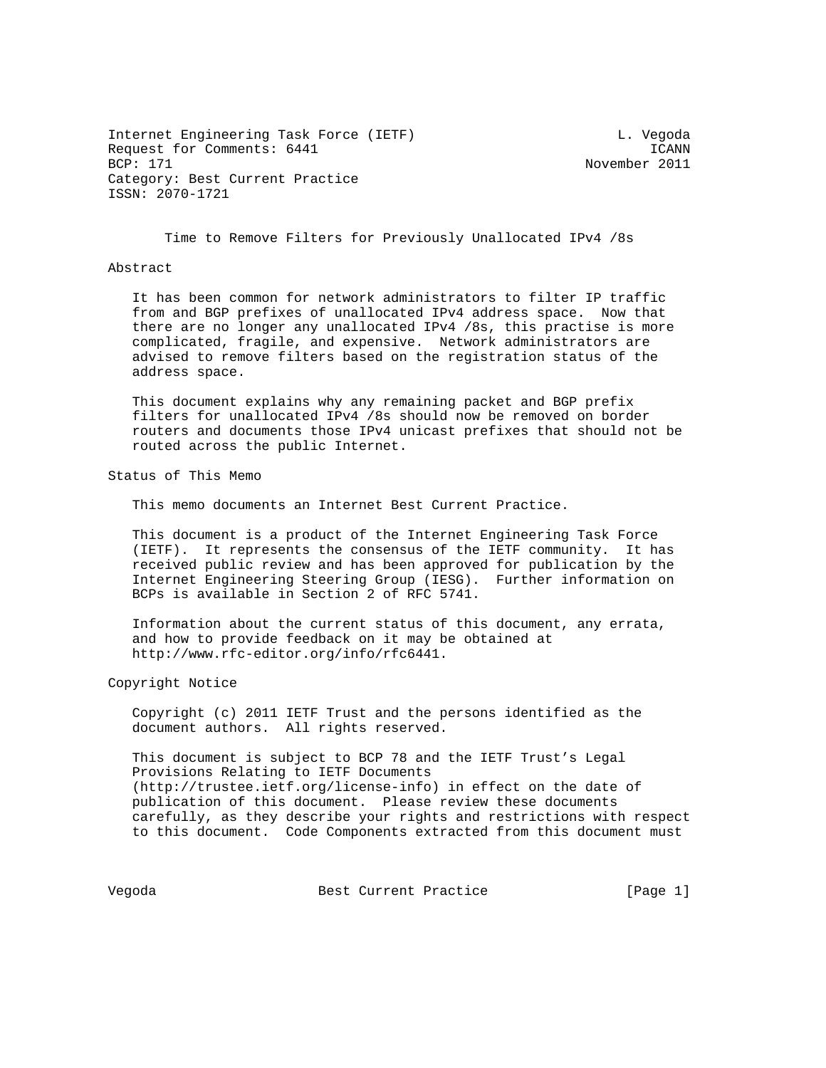Internet Engineering Task Force (IETF) L. Vegoda
Request for Comments: 6441 ICANN
BCP: 171 November 2011
Category: Best Current Practice
ISSN: 2070-1721

# Time to Remove Filters for Previously Unallocated IPv4 /8s

## Abstract

It has been common for network administrators to filter IP traffic from and BGP prefixes of unallocated IPv4 address space. Now that there are no longer any unallocated IPv4 /8s, this practise is more complicated, fragile, and expensive. Network administrators are advised to remove filters based on the registration status of the address space.

This document explains why any remaining packet and BGP prefix filters for unallocated IPv4 /8s should now be removed on border routers and documents those IPv4 unicast prefixes that should not be routed across the public Internet.

## Status of This Memo

This memo documents an Internet Best Current Practice.

This document is a product of the Internet Engineering Task Force (IETF). It represents the consensus of the IETF community. It has received public review and has been approved for publication by the Internet Engineering Steering Group (IESG). Further information on BCPs is available in Section 2 of RFC 5741.

Information about the current status of this document, any errata, and how to provide feedback on it may be obtained at http://www.rfc-editor.org/info/rfc6441.

## Copyright Notice

Copyright (c) 2011 IETF Trust and the persons identified as the document authors. All rights reserved.

This document is subject to BCP 78 and the IETF Trust's Legal Provisions Relating to IETF Documents (http://trustee.ietf.org/license-info) in effect on the date of publication of this document. Please review these documents carefully, as they describe your rights and restrictions with respect to this document. Code Components extracted from this document must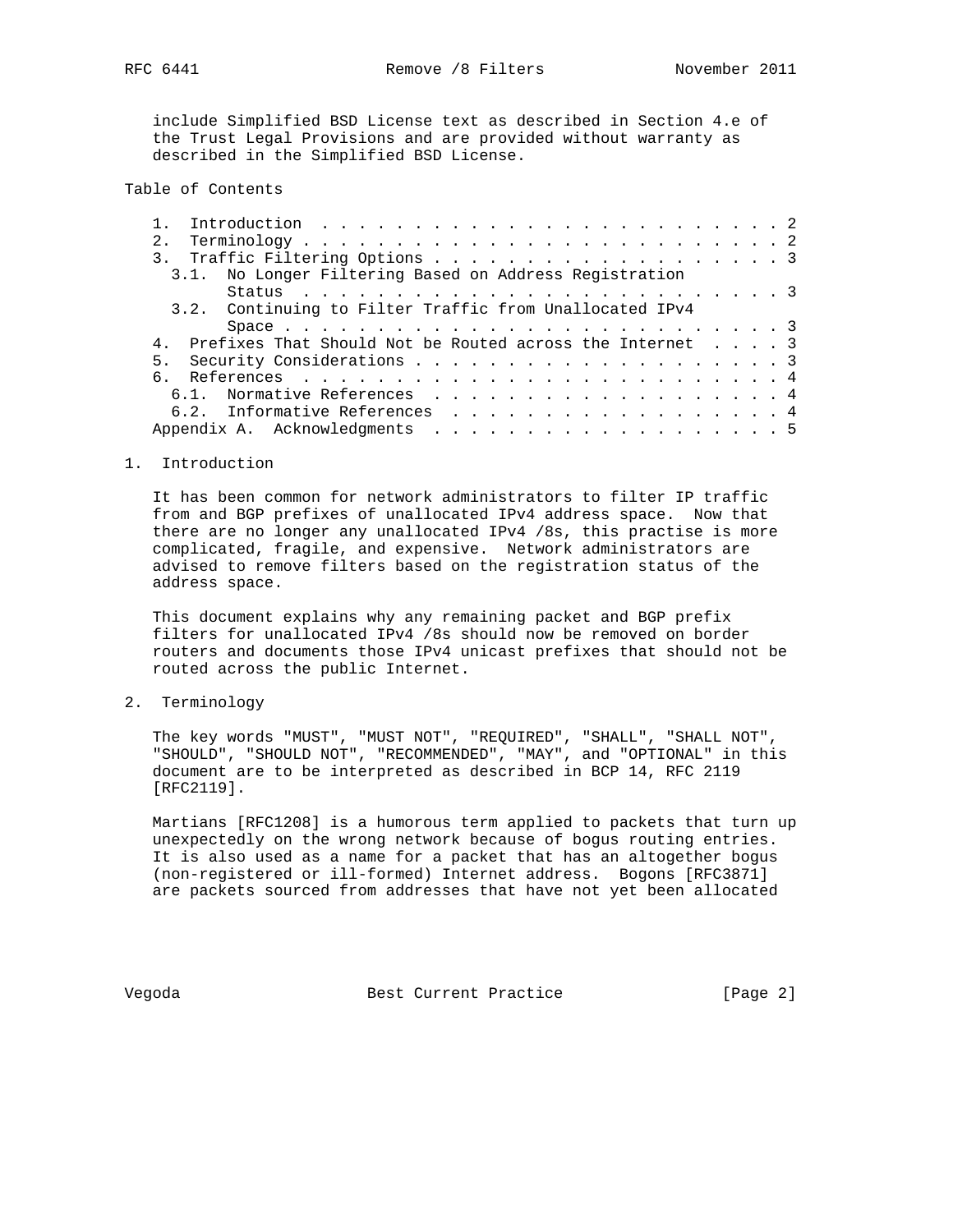include Simplified BSD License text as described in Section 4.e of the Trust Legal Provisions and are provided without warranty as described in the Simplified BSD License.

Table of Contents

1. Introduction . . . . . . . . . . . . . . . . . . . . . . . . . 2
2. Terminology . . . . . . . . . . . . . . . . . . . . . . . . . 2
3. Traffic Filtering Options . . . . . . . . . . . . . . . . . . 3
   3.1. No Longer Filtering Based on Address Registration Status . . . . . . . . . . . . . . . . . . . . . . . . . 3
   3.2. Continuing to Filter Traffic from Unallocated IPv4 Space . . . . . . . . . . . . . . . . . . . . . . . . . . 3
4. Prefixes That Should Not be Routed across the Internet . . . . 3
5. Security Considerations . . . . . . . . . . . . . . . . . . . 3
6. References . . . . . . . . . . . . . . . . . . . . . . . . . 4
   6.1. Normative References . . . . . . . . . . . . . . . . . . 4
   6.2. Informative References . . . . . . . . . . . . . . . . . 4
Appendix A. Acknowledgments . . . . . . . . . . . . . . . . . . . 5

# 1. Introduction

It has been common for network administrators to filter IP traffic from and BGP prefixes of unallocated IPv4 address space. Now that there are no longer any unallocated IPv4 /8s, this practise is more complicated, fragile, and expensive. Network administrators are advised to remove filters based on the registration status of the address space.

This document explains why any remaining packet and BGP prefix filters for unallocated IPv4 /8s should now be removed on border routers and documents those IPv4 unicast prefixes that should not be routed across the public Internet.

# 2. Terminology

The key words "MUST", "MUST NOT", "REQUIRED", "SHALL", "SHALL NOT", "SHOULD", "SHOULD NOT", "RECOMMENDED", "MAY", and "OPTIONAL" in this document are to be interpreted as described in BCP 14, RFC 2119 [RFC2119].

Martians [RFC1208] is a humorous term applied to packets that turn up unexpectedly on the wrong network because of bogus routing entries. It is also used as a name for a packet that has an altogether bogus (non-registered or ill-formed) Internet address. Bogons [RFC3871] are packets sourced from addresses that have not yet been allocated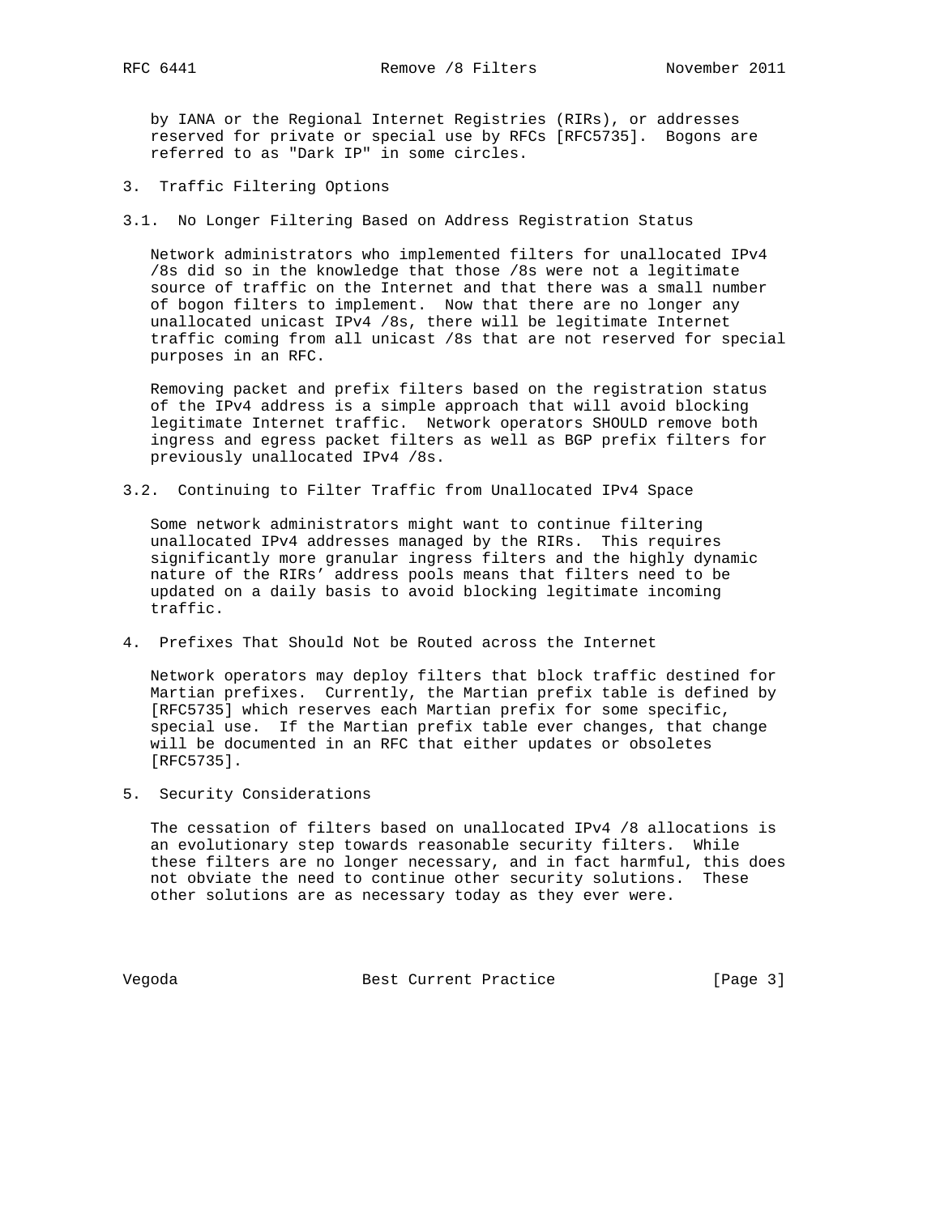by IANA or the Regional Internet Registries (RIRs), or addresses reserved for private or special use by RFCs [RFC5735]. Bogons are referred to as "Dark IP" in some circles.

## 3. Traffic Filtering Options

### 3.1. No Longer Filtering Based on Address Registration Status

Network administrators who implemented filters for unallocated IPv4 /8s did so in the knowledge that those /8s were not a legitimate source of traffic on the Internet and that there was a small number of bogon filters to implement. Now that there are no longer any unallocated unicast IPv4 /8s, there will be legitimate Internet traffic coming from all unicast /8s that are not reserved for special purposes in an RFC.

Removing packet and prefix filters based on the registration status of the IPv4 address is a simple approach that will avoid blocking legitimate Internet traffic. Network operators SHOULD remove both ingress and egress packet filters as well as BGP prefix filters for previously unallocated IPv4 /8s.

### 3.2. Continuing to Filter Traffic from Unallocated IPv4 Space

Some network administrators might want to continue filtering unallocated IPv4 addresses managed by the RIRs. This requires significantly more granular ingress filters and the highly dynamic nature of the RIRs' address pools means that filters need to be updated on a daily basis to avoid blocking legitimate incoming traffic.

## 4. Prefixes That Should Not be Routed across the Internet

Network operators may deploy filters that block traffic destined for Martian prefixes. Currently, the Martian prefix table is defined by [RFC5735] which reserves each Martian prefix for some specific, special use. If the Martian prefix table ever changes, that change will be documented in an RFC that either updates or obsoletes [RFC5735].

## 5. Security Considerations

The cessation of filters based on unallocated IPv4 /8 allocations is an evolutionary step towards reasonable security filters. While these filters are no longer necessary, and in fact harmful, this does not obviate the need to continue other security solutions. These other solutions are as necessary today as they ever were.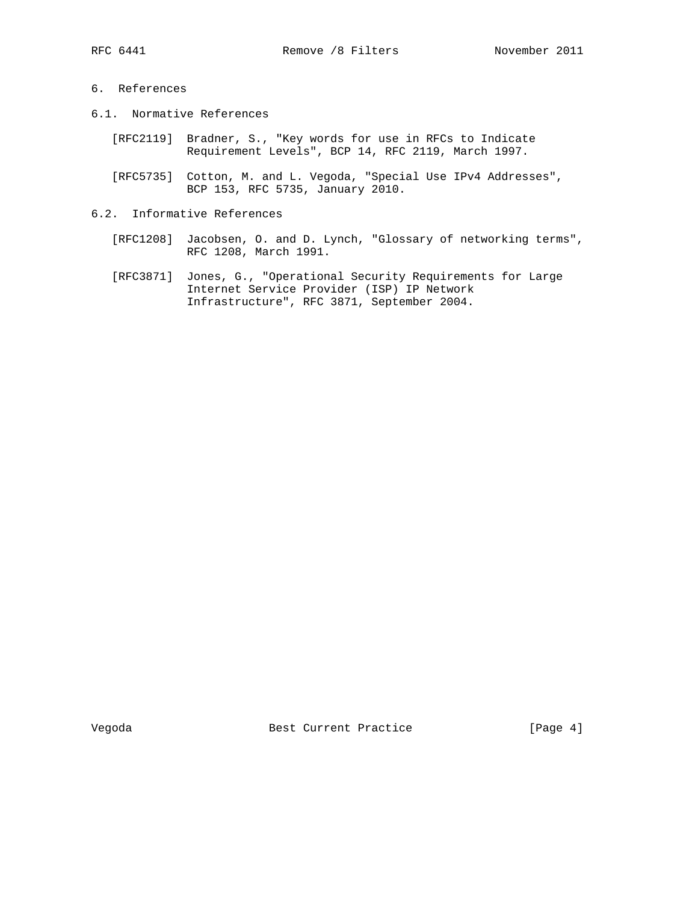## 6. References

### 6.1. Normative References

[RFC2119] Bradner, S., "Key words for use in RFCs to Indicate Requirement Levels", BCP 14, RFC 2119, March 1997.

[RFC5735] Cotton, M. and L. Vegoda, "Special Use IPv4 Addresses", BCP 153, RFC 5735, January 2010.

### 6.2. Informative References

[RFC1208] Jacobsen, O. and D. Lynch, "Glossary of networking terms", RFC 1208, March 1991.

[RFC3871] Jones, G., "Operational Security Requirements for Large Internet Service Provider (ISP) IP Network Infrastructure", RFC 3871, September 2004.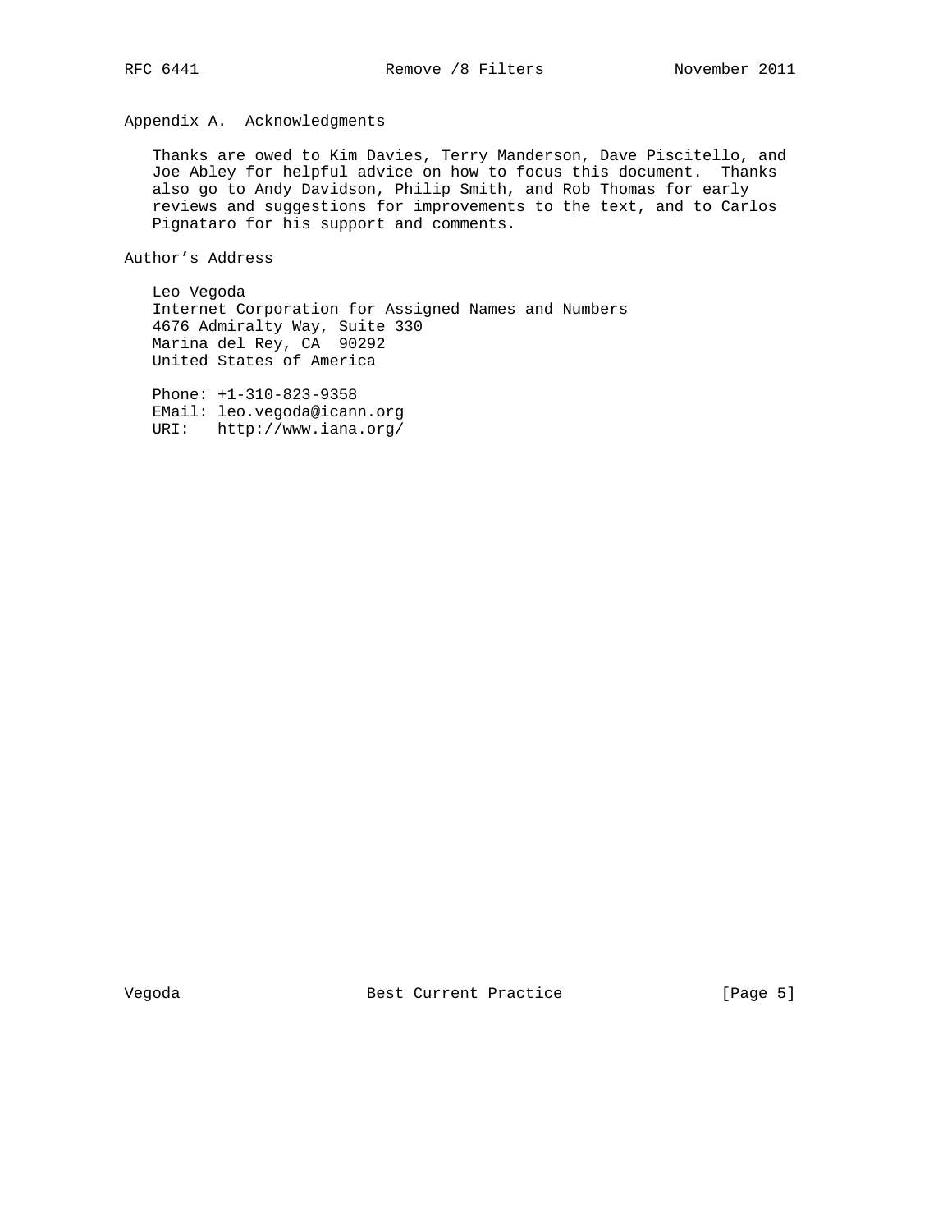## Appendix A. Acknowledgments

Thanks are owed to Kim Davies, Terry Manderson, Dave Piscitello, and Joe Abley for helpful advice on how to focus this document. Thanks also go to Andy Davidson, Philip Smith, and Rob Thomas for early reviews and suggestions for improvements to the text, and to Carlos Pignataro for his support and comments.

## Author's Address

Leo Vegoda
Internet Corporation for Assigned Names and Numbers
4676 Admiralty Way, Suite 330
Marina del Rey, CA 90292
United States of America

Phone: +1-310-823-9358
EMail: leo.vegoda@icann.org
URI: http://www.iana.org/